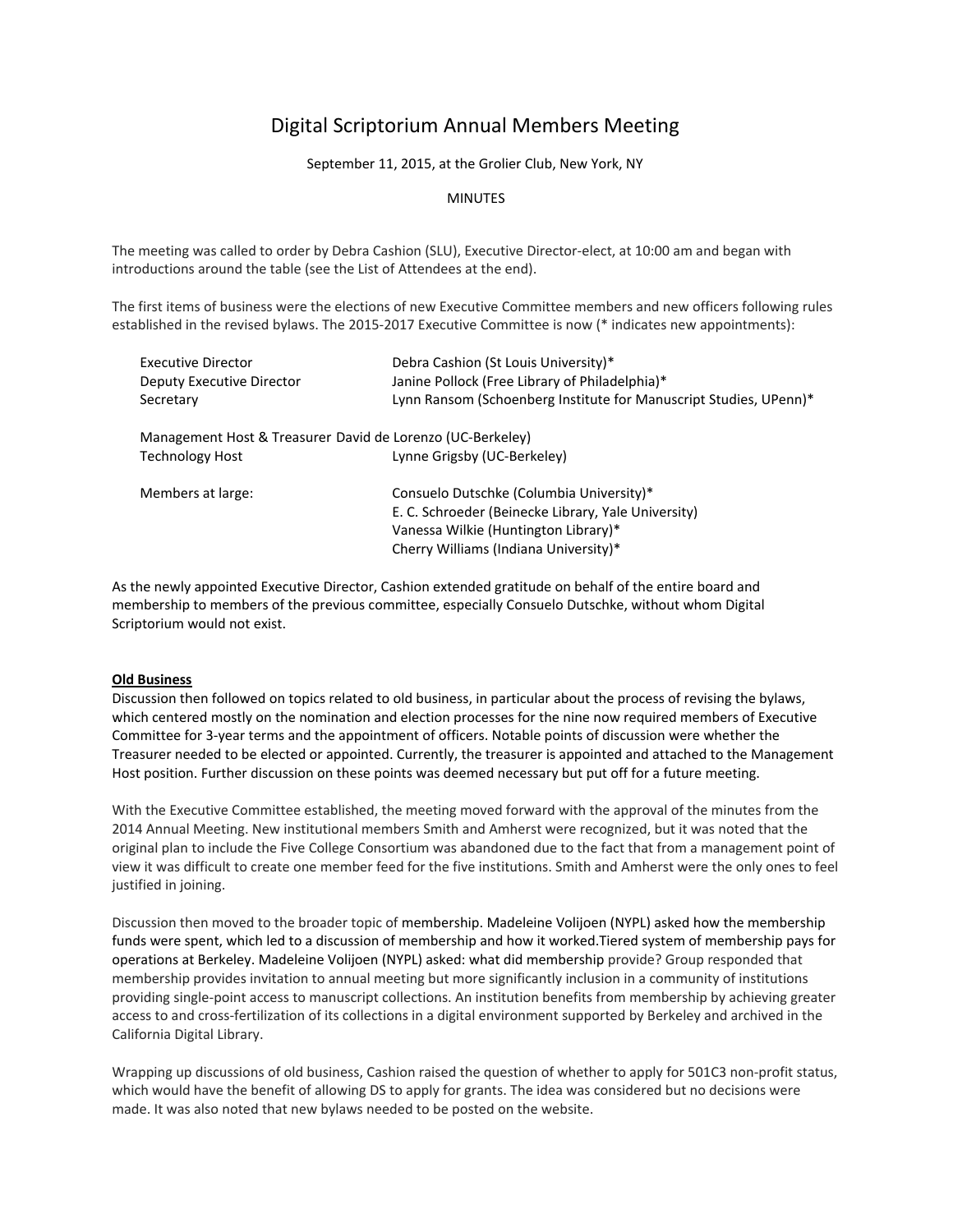# Digital Scriptorium Annual Members Meeting

September 11, 2015, at the Grolier Club, New York, NY

MINUTES

The meeting was called to order by Debra Cashion (SLU), Executive Director-elect, at 10:00 am and began with introductions around the table (see the List of Attendees at the end).

The first items of business were the elections of new Executive Committee members and new officers following rules established in the revised bylaws. The 2015-2017 Executive Committee is now (* indicates new appointments):

| | |
|---|---|
| Executive Director | Debra Cashion (St Louis University)* |
| Deputy Executive Director | Janine Pollock (Free Library of Philadelphia)* |
| Secretary | Lynn Ransom (Schoenberg Institute for Manuscript Studies, UPenn)* |
| Management Host & Treasurer | David de Lorenzo (UC-Berkeley) |
| Technology Host | Lynne Grigsby (UC-Berkeley) |
| Members at large: | Consuelo Dutschke (Columbia University)* |
| | E. C. Schroeder (Beinecke Library, Yale University) |
| | Vanessa Wilkie (Huntington Library)* |
| | Cherry Williams (Indiana University)* |

As the newly appointed Executive Director, Cashion extended gratitude on behalf of the entire board and membership to members of the previous committee, especially Consuelo Dutschke, without whom Digital Scriptorium would not exist.

**Old Business**

Discussion then followed on topics related to old business, in particular about the process of revising the bylaws, which centered mostly on the nomination and election processes for the nine now required members of Executive Committee for 3-year terms and the appointment of officers. Notable points of discussion were whether the Treasurer needed to be elected or appointed. Currently, the treasurer is appointed and attached to the Management Host position. Further discussion on these points was deemed necessary but put off for a future meeting.

With the Executive Committee established, the meeting moved forward with the approval of the minutes from the 2014 Annual Meeting. New institutional members Smith and Amherst were recognized, but it was noted that the original plan to include the Five College Consortium was abandoned due to the fact that from a management point of view it was difficult to create one member feed for the five institutions. Smith and Amherst were the only ones to feel justified in joining.

Discussion then moved to the broader topic of membership. Madeleine Volijoen (NYPL) asked how the membership funds were spent, which led to a discussion of membership and how it worked.Tiered system of membership pays for operations at Berkeley. Madeleine Volijoen (NYPL) asked: what did membership provide? Group responded that membership provides invitation to annual meeting but more significantly inclusion in a community of institutions providing single-point access to manuscript collections. An institution benefits from membership by achieving greater access to and cross-fertilization of its collections in a digital environment supported by Berkeley and archived in the California Digital Library.

Wrapping up discussions of old business, Cashion raised the question of whether to apply for 501C3 non-profit status, which would have the benefit of allowing DS to apply for grants. The idea was considered but no decisions were made. It was also noted that new bylaws needed to be posted on the website.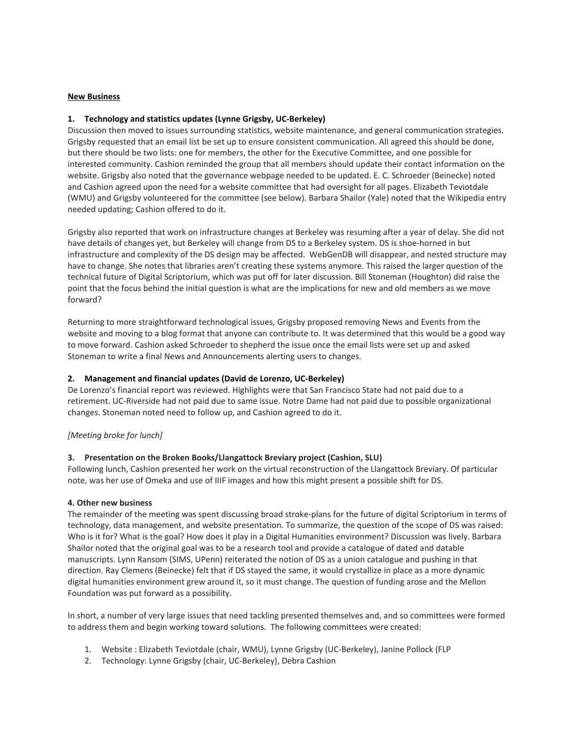**New Business**

**1. Technology and statistics updates (Lynne Grigsby, UC-Berkeley)**

Discussion then moved to issues surrounding statistics, website maintenance, and general communication strategies. Grigsby requested that an email list be set up to ensure consistent communication. All agreed this should be done, but there should be two lists: one for members, the other for the Executive Committee, and one possible for interested community. Cashion reminded the group that all members should update their contact information on the website. Grigsby also noted that the governance webpage needed to be updated. E. C. Schroeder (Beinecke) noted and Cashion agreed upon the need for a website committee that had oversight for all pages. Elizabeth Teviotdale (WMU) and Grigsby volunteered for the committee (see below). Barbara Shailor (Yale) noted that the Wikipedia entry needed updating; Cashion offered to do it.

Grigsby also reported that work on infrastructure changes at Berkeley was resuming after a year of delay. She did not have details of changes yet, but Berkeley will change from DS to a Berkeley system. DS is shoe-horned in but infrastructure and complexity of the DS design may be affected. WebGenDB will disappear, and nested structure may have to change. She notes that libraries aren't creating these systems anymore. This raised the larger question of the technical future of Digital Scriptorium, which was put off for later discussion. Bill Stoneman (Houghton) did raise the point that the focus behind the initial question is what are the implications for new and old members as we move forward?

Returning to more straightforward technological issues, Grigsby proposed removing News and Events from the website and moving to a blog format that anyone can contribute to. It was determined that this would be a good way to move forward. Cashion asked Schroeder to shepherd the issue once the email lists were set up and asked Stoneman to write a final News and Announcements alerting users to changes.

**2. Management and financial updates (David de Lorenzo, UC-Berkeley)**

De Lorenzo's financial report was reviewed. Highlights were that San Francisco State had not paid due to a retirement. UC-Riverside had not paid due to same issue. Notre Dame had not paid due to possible organizational changes. Stoneman noted need to follow up, and Cashion agreed to do it.

*[Meeting broke for lunch]*

**3. Presentation on the Broken Books/Llangattock Breviary project (Cashion, SLU)**

Following lunch, Cashion presented her work on the virtual reconstruction of the Llangattock Breviary. Of particular note, was her use of Omeka and use of IIIF images and how this might present a possible shift for DS.

**4. Other new business**

The remainder of the meeting was spent discussing broad stroke-plans for the future of digital Scriptorium in terms of technology, data management, and website presentation. To summarize, the question of the scope of DS was raised: Who is it for? What is the goal? How does it play in a Digital Humanities environment? Discussion was lively. Barbara Shailor noted that the original goal was to be a research tool and provide a catalogue of dated and datable manuscripts. Lynn Ransom (SIMS, UPenn) reiterated the notion of DS as a union catalogue and pushing in that direction. Ray Clemens (Beinecke) felt that if DS stayed the same, it would crystallize in place as a more dynamic digital humanities environment grew around it, so it must change. The question of funding arose and the Mellon Foundation was put forward as a possibility.

In short, a number of very large issues that need tackling presented themselves and, and so committees were formed to address them and begin working toward solutions. The following committees were created:

1. Website : Elizabeth Teviotdale (chair, WMU), Lynne Grigsby (UC-Berkeley), Janine Pollock (FLP
2. Technology: Lynne Grigsby (chair, UC-Berkeley), Debra Cashion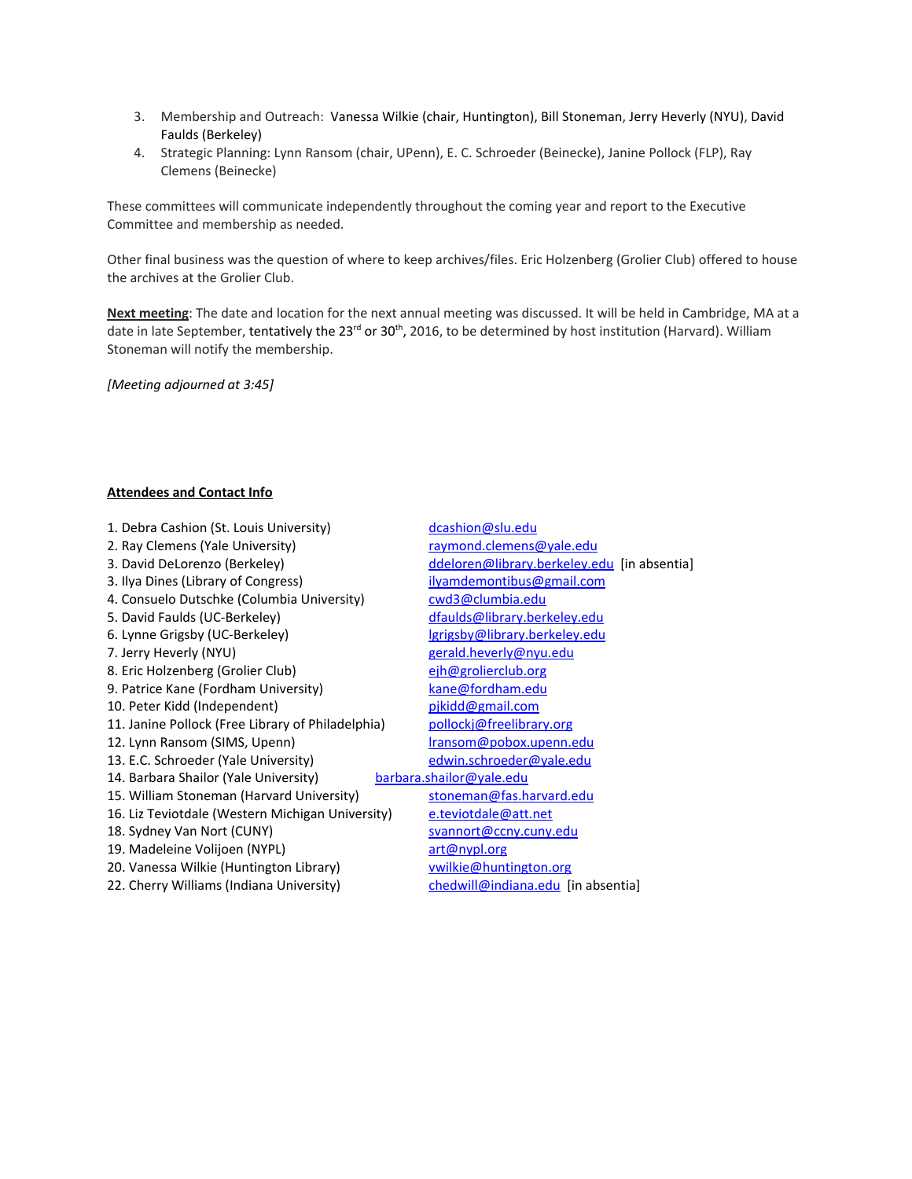3. Membership and Outreach: Vanessa Wilkie (chair, Huntington), Bill Stoneman, Jerry Heverly (NYU), David Faulds (Berkeley)
4. Strategic Planning: Lynn Ransom (chair, UPenn), E. C. Schroeder (Beinecke), Janine Pollock (FLP), Ray Clemens (Beinecke)

These committees will communicate independently throughout the coming year and report to the Executive Committee and membership as needed.

Other final business was the question of where to keep archives/files. Eric Holzenberg (Grolier Club) offered to house the archives at the Grolier Club.

**Next meeting**: The date and location for the next annual meeting was discussed. It will be held in Cambridge, MA at a date in late September, tentatively the 23rd or 30th, 2016, to be determined by host institution (Harvard). William Stoneman will notify the membership.

*[Meeting adjourned at 3:45]*

**Attendees and Contact Info**

| | |
|---|---|
| 1. Debra Cashion (St. Louis University) | dcashion@slu.edu |
| 2. Ray Clemens (Yale University) | raymond.clemens@yale.edu |
| 3. David DeLorenzo (Berkeley) | ddeloren@library.berkeley.edu [in absentia] |
| 3. Ilya Dines (Library of Congress) | ilyamdemontibus@gmail.com |
| 4. Consuelo Dutschke (Columbia University) | cwd3@clumbia.edu |
| 5. David Faulds (UC-Berkeley) | dfaulds@library.berkeley.edu |
| 6. Lynne Grigsby (UC-Berkeley) | lgrigsby@library.berkeley.edu |
| 7. Jerry Heverly (NYU) | gerald.heverly@nyu.edu |
| 8. Eric Holzenberg (Grolier Club) | ejh@grolierclub.org |
| 9. Patrice Kane (Fordham University) | kane@fordham.edu |
| 10. Peter Kidd (Independent) | pjkidd@gmail.com |
| 11. Janine Pollock (Free Library of Philadelphia) | pollockj@freelibrary.org |
| 12. Lynn Ransom (SIMS, Upenn) | lransom@pobox.upenn.edu |
| 13. E.C. Schroeder (Yale University) | edwin.schroeder@yale.edu |
| 14. Barbara Shailor (Yale University) | barbara.shailor@yale.edu |
| 15. William Stoneman (Harvard University) | stoneman@fas.harvard.edu |
| 16. Liz Teviotdale (Western Michigan University) | e.teviotdale@att.net |
| 18. Sydney Van Nort (CUNY) | svannort@ccny.cuny.edu |
| 19. Madeleine Volijoen (NYPL) | art@nypl.org |
| 20. Vanessa Wilkie (Huntington Library) | vwilkie@huntington.org |
| 22. Cherry Williams (Indiana University) | chedwill@indiana.edu [in absentia] |